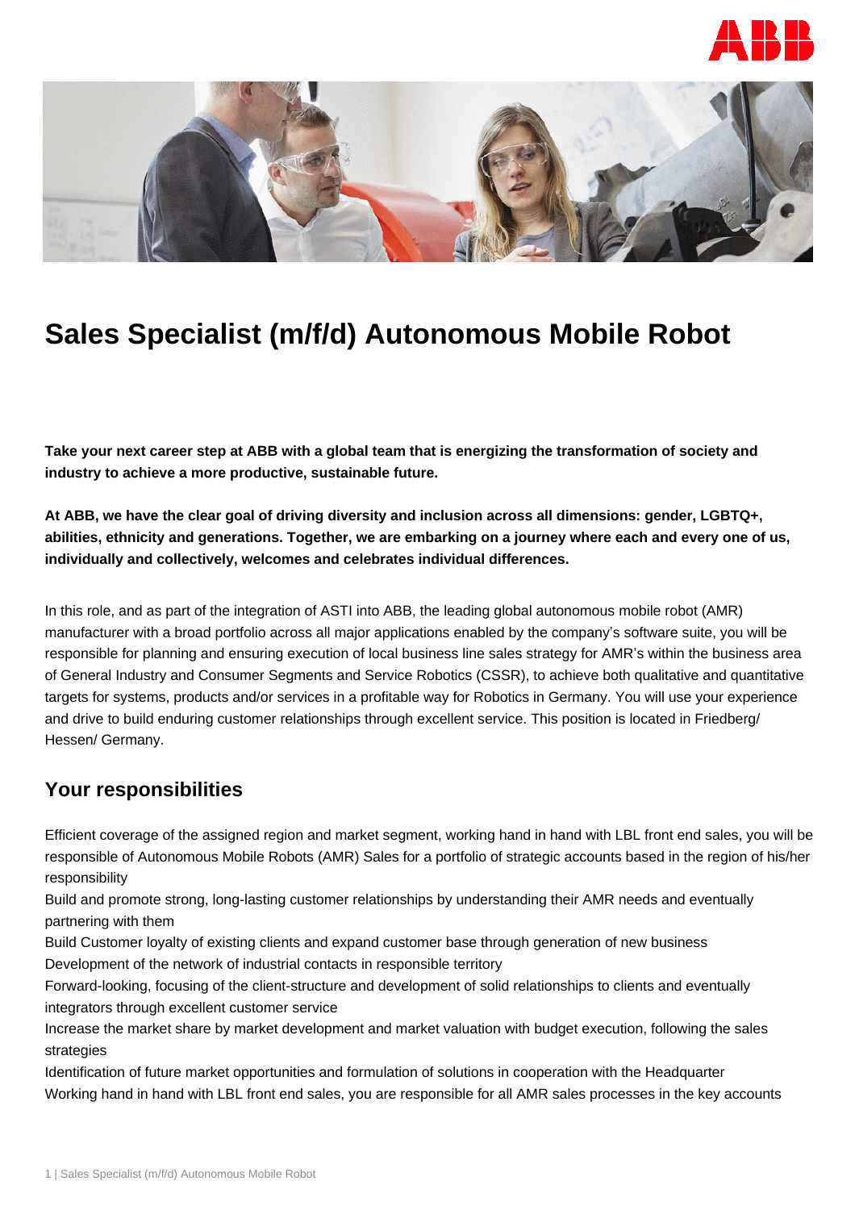# Sales Specialist (m/f/d) Autonomous Mobile Robot

**Take your next career step at ABB with a global team that is energizing the transformation of society and industry to achieve a more productive, sustainable future.**

**At ABB, we have the clear goal of driving diversity and inclusion across all dimensions: gender, LGBTQ+, abilities, ethnicity and generations. Together, we are embarking on a journey where each and every one of us, individually and collectively, welcomes and celebrates individual differences.**

In this role, and as part of the integration of ASTI into ABB, the leading global autonomous mobile robot (AMR) manufacturer with a broad portfolio across all major applications enabled by the company's software suite, you will be responsible for planning and ensuring execution of local business line sales strategy for AMR's within the business area of General Industry and Consumer Segments and Service Robotics (CSSR), to achieve both qualitative and quantitative targets for systems, products and/or services in a profitable way for Robotics in Germany. You will use your experience and drive to build enduring customer relationships through excellent service. This position is located in Friedberg/ Hessen/ Germany.

## Your responsibilities

Efficient coverage of the assigned region and market segment, working hand in hand with LBL front end sales, you will be responsible of Autonomous Mobile Robots (AMR) Sales for a portfolio of strategic accounts based in the region of his/her responsibility

Build and promote strong, long-lasting customer relationships by understanding their AMR needs and eventually partnering with them

Build Customer loyalty of existing clients and expand customer base through generation of new business

Development of the network of industrial contacts in responsible territory

Forward-looking, focusing of the client-structure and development of solid relationships to clients and eventually integrators through excellent customer service

Increase the market share by market development and market valuation with budget execution, following the sales strategies

Identification of future market opportunities and formulation of solutions in cooperation with the Headquarter

Working hand in hand with LBL front end sales, you are responsible for all AMR sales processes in the key accounts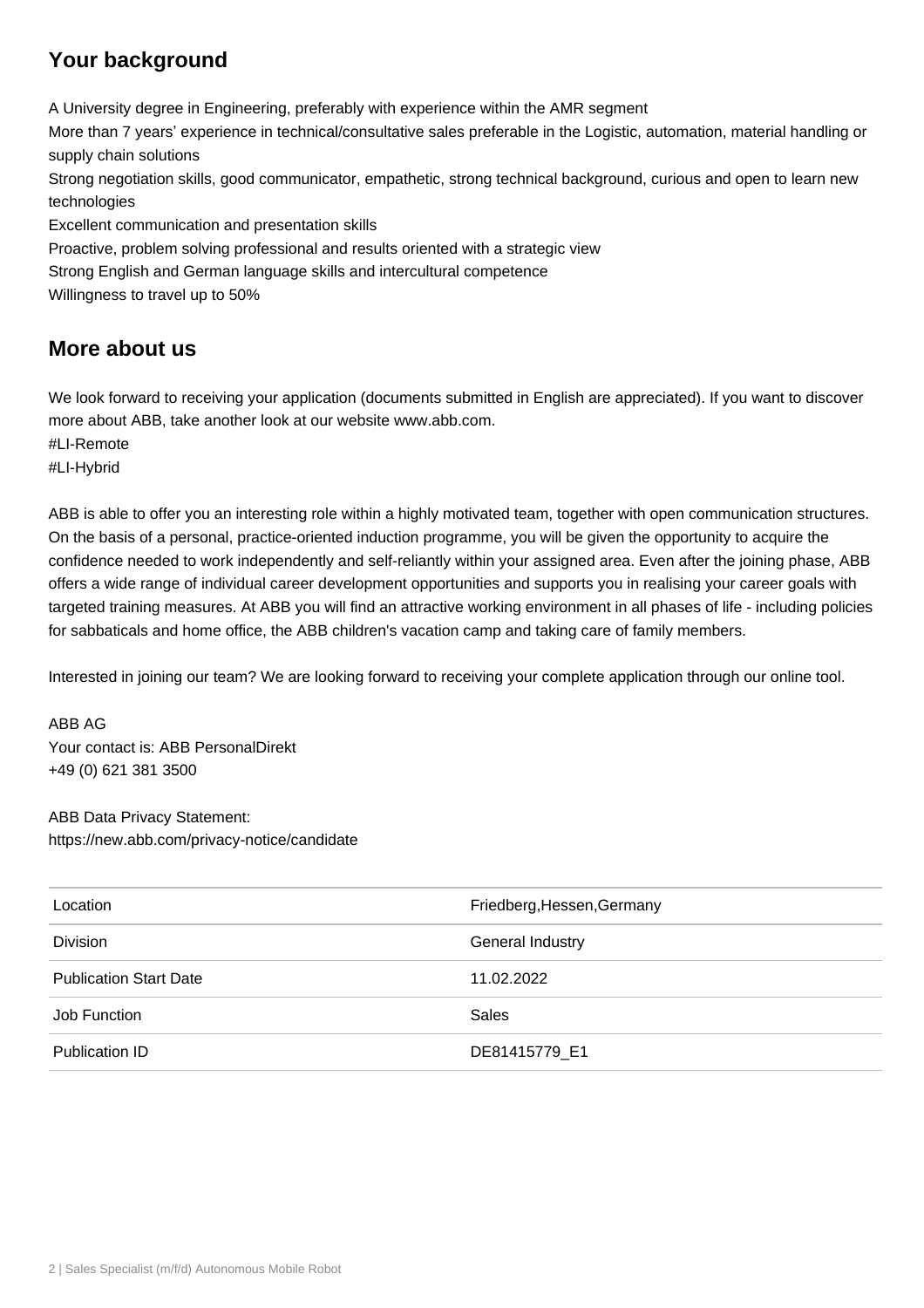## Your background

A University degree in Engineering, preferably with experience within the AMR segment
More than 7 years' experience in technical/consultative sales preferable in the Logistic, automation, material handling or supply chain solutions
Strong negotiation skills, good communicator, empathetic, strong technical background, curious and open to learn new technologies
Excellent communication and presentation skills
Proactive, problem solving professional and results oriented with a strategic view
Strong English and German language skills and intercultural competence
Willingness to travel up to 50%

## More about us

We look forward to receiving your application (documents submitted in English are appreciated). If you want to discover more about ABB, take another look at our website www.abb.com.
#LI-Remote
#LI-Hybrid

ABB is able to offer you an interesting role within a highly motivated team, together with open communication structures. On the basis of a personal, practice-oriented induction programme, you will be given the opportunity to acquire the confidence needed to work independently and self-reliantly within your assigned area. Even after the joining phase, ABB offers a wide range of individual career development opportunities and supports you in realising your career goals with targeted training measures. At ABB you will find an attractive working environment in all phases of life - including policies for sabbaticals and home office, the ABB children's vacation camp and taking care of family members.

Interested in joining our team? We are looking forward to receiving your complete application through our online tool.

ABB AG
Your contact is: ABB PersonalDirekt
+49 (0) 621 381 3500

ABB Data Privacy Statement:
https://new.abb.com/privacy-notice/candidate

| | |
|---|---|
| Location | Friedberg,Hessen,Germany |
| Division | General Industry |
| Publication Start Date | 11.02.2022 |
| Job Function | Sales |
| Publication ID | DE81415779_E1 |